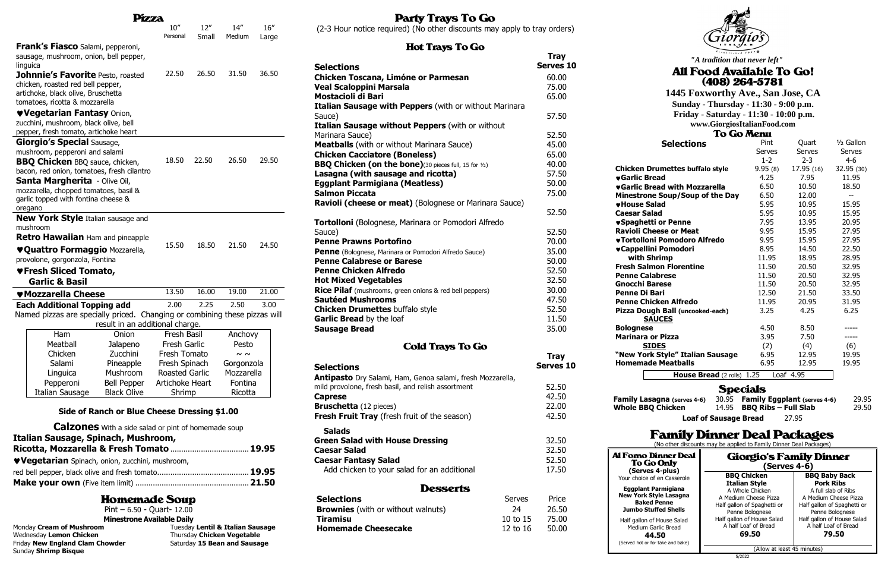# Pizza

| | 10" Personal | 12" Small | 14" Medium | 16" Large |
|---|---|---|---|---|
| **Frank's Fiasco** Salami, pepperoni, sausage, mushroom, onion, bell pepper, linguica<br>**Johnnie's Favorite** Pesto, roasted chicken, roasted red bell pepper, artichoke, black olive, Bruschetta tomatoes, ricotta & mozzarella<br>♥**Vegetarian Fantasy** Onion, zucchini, mushroom, black olive, bell pepper, fresh tomato, artichoke heart | 22.50 | 26.50 | 31.50 | 36.50 |
| **Giorgio's Special** Sausage, mushroom, pepperoni and salami<br>**BBQ Chicken** BBQ sauce, chicken, bacon, red onion, tomatoes, fresh cilantro<br>**Santa Margherita** - Olive Oil, mozzarella, chopped tomatoes, basil & garlic topped with fontina cheese & oregano | 18.50 | 22.50 | 26.50 | 29.50 |
| **New York Style** Italian sausage and mushroom<br>**Retro Hawaiian** Ham and pineapple<br>♥**Quattro Formaggio** Mozzarella, provolone, gorgonzola, Fontina<br>♥**Fresh Sliced Tomato, Garlic & Basil** | 15.50 | 18.50 | 21.50 | 24.50 |
| ♥**Mozzarella Cheese** | 13.50 | 16.00 | 19.00 | 21.00 |
| **Each Additional Topping add** | 2.00 | 2.25 | 2.50 | 3.00 |

Named pizzas are specially priced. Changing or combining these pizzas will result in an additional charge.

| | | | |
|---|---|---|---|
| Ham | Onion | Fresh Basil | Anchovy |
| Meatball | Jalapeno | Fresh Garlic | Pesto |
| Chicken | Zucchini | Fresh Tomato | ~ ~ |
| Salami | Pineapple | Fresh Spinach | Gorgonzola |
| Linguica | Mushroom | Roasted Garlic | Mozzarella |
| Pepperoni | Bell Pepper | Artichoke Heart | Fontina |
| Italian Sausage | Black Olive | Shrimp | Ricotta |

**Side of Ranch or Blue Cheese Dressing $1.00**

## Calzones
With a side salad or pint of homemade soup

**Italian Sausage, Spinach, Mushroom, Ricotta, Mozzarella & Fresh Tomato** .......... **19.95**

♥**Vegetarian** Spinach, onion, zucchini, mushroom, red bell pepper, black olive and fresh tomato.......... **19.95**

**Make your own** (Five item limit) .......... **21.50**

## Homemade Soup

Pint – 6.50 - Quart- 12.00

**Minestrone Available Daily**

Monday **Cream of Mushroom**
Tuesday **Lentil & Italian Sausage**
Wednesday **Lemon Chicken**
Thursday **Chicken Vegetable**
Friday **New England Clam Chowder**
Saturday **15 Bean and Sausage**
Sunday **Shrimp Bisque**

# Party Trays To Go

(2-3 Hour notice required) (No other discounts may apply to tray orders)

## Hot Trays To Go

| Selections | Tray Serves 10 |
|---|---|
| **Chicken Toscana, Limóne or Parmesan** | 60.00 |
| **Veal Scaloppini Marsala** | 75.00 |
| **Mostacioli di Bari** | 65.00 |
| **Italian Sausage with Peppers** (with or without Marinara Sauce) | 57.50 |
| **Italian Sausage without Peppers** (with or without Marinara Sauce) | 52.50 |
| **Meatballs** (with or without Marinara Sauce) | 45.00 |
| **Chicken Cacciatore (Boneless)** | 65.00 |
| **BBQ Chicken (on the bone)**(30 pieces full, 15 for ½) | 40.00 |
| **Lasagna (with sausage and ricotta)** | 57.50 |
| **Eggplant Parmigiana (Meatless)** | 50.00 |
| **Salmon Piccata** | 75.00 |
| **Ravioli (cheese or meat)** (Bolognese or Marinara Sauce) | 52.50 |
| **Tortolloni** (Bolognese, Marinara or Pomodori Alfredo Sauce) | 52.50 |
| **Penne Prawns Portofino** | 70.00 |
| **Penne** (Bolognese, Marinara or Pomodori Alfredo Sauce) | 35.00 |
| **Penne Calabrese or Barese** | 50.00 |
| **Penne Chicken Alfredo** | 52.50 |
| **Hot Mixed Vegetables** | 32.50 |
| **Rice Pilaf** (mushrooms, green onions & red bell peppers) | 30.00 |
| **Sautéed Mushrooms** | 47.50 |
| **Chicken Drumettes** buffalo style | 52.50 |
| **Garlic Bread** by the loaf | 11.50 |
| **Sausage Bread** | 35.00 |

## Cold Trays To Go

| Selections | Tray Serves 10 |
|---|---|
| **Antipasto** Dry Salami, Ham, Genoa salami, fresh Mozzarella, mild provolone, fresh basil, and relish assortment | 52.50 |
| **Caprese** | 42.50 |
| **Bruschetta** (12 pieces) | 22.00 |
| **Fresh Fruit Tray** (fresh fruit of the season) | 42.50 |
| **Salads** | |
| **Green Salad with House Dressing** | 32.50 |
| **Caesar Salad** | 32.50 |
| **Caesar Fantasy Salad** | 52.50 |
| Add chicken to your salad for an additional | 17.50 |

## Desserts

| Selections | Serves | Price |
|---|---|---|
| **Brownies** (with or without walnuts) | 24 | 26.50 |
| **Tiramisu** | 10 to 15 | 75.00 |
| **Homemade Cheesecake** | 12 to 16 | 50.00 |

Giorgio's — Italian — Established 1984

*"A tradition that never left"*

# All Food Available To Go! (408) 264-5781

**1445 Foxworthy Ave., San Jose, CA**

**Sunday - Thursday - 11:30 - 9:00 p.m.**

**Friday - Saturday - 11:30 - 10:00 p.m.**

**www.GiorgiosItalianFood.com**

## To Go Menu

| Selections | Pint Serves 1-2 | Quart Serves 2-3 | ½ Gallon Serves 4-6 |
|---|---|---|---|
| **Chicken Drumettes buffalo style** | 9.95 (8) | 17.95 (16) | 32.95 (30) |
| ♥**Garlic Bread** | 4.25 | 7.95 | 11.95 |
| ♥**Garlic Bread with Mozzarella** | 6.50 | 10.50 | 18.50 |
| **Minestrone Soup/Soup of the Day** | 6.50 | 12.00 | -- |
| ♥**House Salad** | 5.95 | 10.95 | 15.95 |
| **Caesar Salad** | 5.95 | 10.95 | 15.95 |
| ♥**Spaghetti or Penne** | 7.95 | 13.95 | 20.95 |
| **Ravioli Cheese or Meat** | 9.95 | 15.95 | 27.95 |
| ♥**Tortolloni Pomodoro Alfredo** | 9.95 | 15.95 | 27.95 |
| ♥**Cappellini Pomodori** | 8.95 | 14.50 | 22.50 |
| **with Shrimp** | 11.95 | 18.95 | 28.95 |
| **Fresh Salmon Florentine** | 11.50 | 20.50 | 32.95 |
| **Penne Calabrese** | 11.50 | 20.50 | 32.95 |
| **Gnocchi Barese** | 11.50 | 20.50 | 32.95 |
| **Penne Di Bari** | 12.50 | 21.50 | 33.50 |
| **Penne Chicken Alfredo** | 11.95 | 20.95 | 31.95 |
| **Pizza Dough Ball (uncooked-each)** | 3.25 | 4.25 | 6.25 |
| **SAUCES** | | | |
| **Bolognese** | 4.50 | 8.50 | ----- |
| **Marinara or Pizza** | 3.95 | 7.50 | ----- |
| **SIDES** | (2) | (4) | (6) |
| **"New York Style" Italian Sausage** | 6.95 | 12.95 | 19.95 |
| **Homemade Meatballs** | 6.95 | 12.95 | 19.95 |

**House Bread** (2 rolls) 1.25 Loaf 4.95

## Specials

| | | | |
|---|---|---|---|
| **Family Lasagna (serves 4-6)** | 30.95 | **Family Eggplant (serves 4-6)** | 29.95 |
| **Whole BBQ Chicken** | 14.95 | **BBQ Ribs – Full Slab** | 29.50 |

**Loaf of Sausage Bread** 27.95

# Family Dinner Deal Packages

(No other discounts may be applied to Family Dinner Deal Packages)

### Al Forno Dinner Deal To Go Only (Serves 4-plus)

Your choice of en Casserole

**Eggplant Parmigiana**
**New York Style Lasagna**
**Baked Penne**
**Jumbo Stuffed Shells**

Half gallon of House Salad
Medium Garlic Bread

**44.50**

(Served hot or for take and bake)

### Giorgio's Family Dinner (Serves 4-6)

| **BBQ Chicken Italian Style** | **BBQ Baby Back Pork Ribs** |
|---|---|
| A Whole Chicken | A full slab of Ribs |
| A Medium Cheese Pizza | A Medium Cheese Pizza |
| Half gallon of Spaghetti or Penne Bolognese | Half gallon of Spaghetti or Penne Bolognese |
| Half gallon of House Salad | Half gallon of House Salad |
| A half Loaf of Bread | A half Loaf of Bread |
| **69.50** | **79.50** |

(Allow at least 45 minutes)

5/2022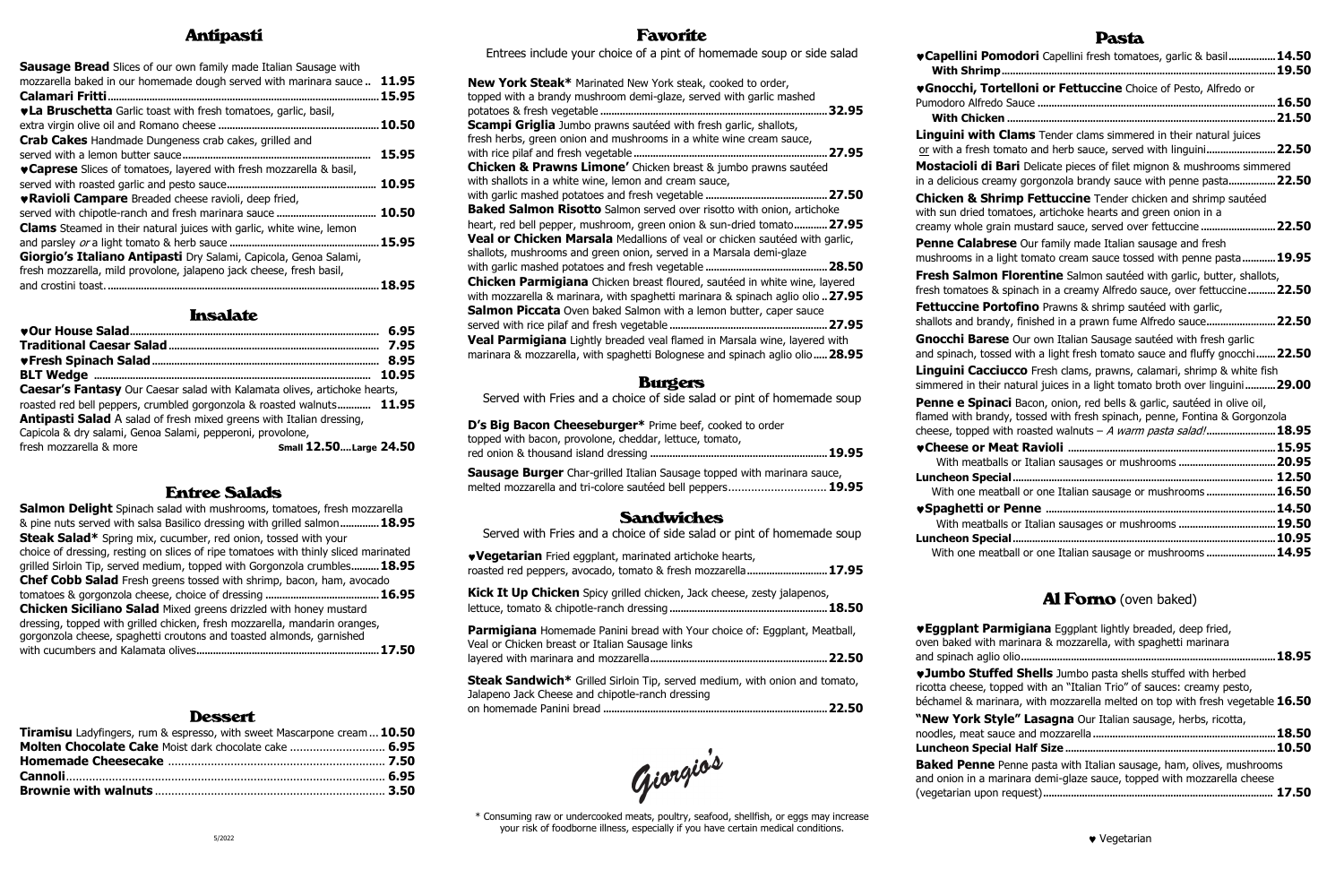## Antipasti

**Sausage Bread** Slices of our own family made Italian Sausage with mozzarella baked in our homemade dough served with marinara sauce .. **11.95**

**Calamari Fritti** ........ **15.95**

♥**La Bruschetta** Garlic toast with fresh tomatoes, garlic, basil, extra virgin olive oil and Romano cheese ........ **10.50**

**Crab Cakes** Handmade Dungeness crab cakes, grilled and served with a lemon butter sauce ........ **15.95**

♥**Caprese** Slices of tomatoes, layered with fresh mozzarella & basil, served with roasted garlic and pesto sauce ........ **10.95**

♥**Ravioli Campare** Breaded cheese ravioli, deep fried, served with chipotle-ranch and fresh marinara sauce ........ **10.50**

**Clams** Steamed in their natural juices with garlic, white wine, lemon and parsley *or* a light tomato & herb sauce ........ **15.95**

**Giorgio's Italiano Antipasti** Dry Salami, Capicola, Genoa Salami, fresh mozzarella, mild provolone, jalapeno jack cheese, fresh basil, and crostini toast. ........ **18.95**

## Insalate

♥**Our House Salad** ........ **6.95**

**Traditional Caesar Salad** ........ **7.95**

♥**Fresh Spinach Salad** ........ **8.95**

**BLT Wedge** ........ **10.95**

**Caesar's Fantasy** Our Caesar salad with Kalamata olives, artichoke hearts, roasted red bell peppers, crumbled gorgonzola & roasted walnuts ........ **11.95**

**Antipasti Salad** A salad of fresh mixed greens with Italian dressing, Capicola & dry salami, Genoa Salami, pepperoni, provolone, fresh mozzarella & more ........ Small **12.50**....Large **24.50**

## Entree Salads

**Salmon Delight** Spinach salad with mushrooms, tomatoes, fresh mozzarella & pine nuts served with salsa Basilico dressing with grilled salmon ........ **18.95**

**Steak Salad\*** Spring mix, cucumber, red onion, tossed with your choice of dressing, resting on slices of ripe tomatoes with thinly sliced marinated grilled Sirloin Tip, served medium, topped with Gorgonzola crumbles ........ **18.95**

**Chef Cobb Salad** Fresh greens tossed with shrimp, bacon, ham, avocado tomatoes & gorgonzola cheese, choice of dressing ........ **16.95**

**Chicken Siciliano Salad** Mixed greens drizzled with honey mustard dressing, topped with grilled chicken, fresh mozzarella, mandarin oranges, gorgonzola cheese, spaghetti croutons and toasted almonds, garnished with cucumbers and Kalamata olives ........ **17.50**

## Dessert

**Tiramisu** Ladyfingers, rum & espresso, with sweet Mascarpone cream ... **10.50**

**Molten Chocolate Cake** Moist dark chocolate cake ........ **6.95**

**Homemade Cheesecake** ........ **7.50**

**Cannoli** ........ **6.95**

**Brownie with walnuts** ........ **3.50**

5/2022

## Favorite

Entrees include your choice of a pint of homemade soup or side salad

**New York Steak\*** Marinated New York steak, cooked to order, topped with a brandy mushroom demi-glaze, served with garlic mashed potatoes & fresh vegetable ........ **32.95**

**Scampi Griglia** Jumbo prawns sautéed with fresh garlic, shallots, fresh herbs, green onion and mushrooms in a white wine cream sauce, with rice pilaf and fresh vegetable ........ **27.95**

**Chicken & Prawns Limone'** Chicken breast & jumbo prawns sautéed with shallots in a white wine, lemon and cream sauce, with garlic mashed potatoes and fresh vegetable ........ **27.50**

**Baked Salmon Risotto** Salmon served over risotto with onion, artichoke heart, red bell pepper, mushroom, green onion & sun-dried tomato ........ **27.95**

**Veal or Chicken Marsala** Medallions of veal or chicken sautéed with garlic, shallots, mushrooms and green onion, served in a Marsala demi-glaze with garlic mashed potatoes and fresh vegetable ........ **28.50**

**Chicken Parmigiana** Chicken breast floured, sautéed in white wine, layered with mozzarella & marinara, with spaghetti marinara & spinach aglio olio .. **27.95**

**Salmon Piccata** Oven baked Salmon with a lemon butter, caper sauce served with rice pilaf and fresh vegetable ........ **27.95**

**Veal Parmigiana** Lightly breaded veal flamed in Marsala wine, layered with marinara & mozzarella, with spaghetti Bolognese and spinach aglio olio ..... **28.95**

## Burgers

Served with Fries and a choice of side salad or pint of homemade soup

**D's Big Bacon Cheeseburger\*** Prime beef, cooked to order topped with bacon, provolone, cheddar, lettuce, tomato, red onion & thousand island dressing ........ **19.95**

**Sausage Burger** Char-grilled Italian Sausage topped with marinara sauce, melted mozzarella and tri-colore sautéed bell peppers ........ **19.95**

## Sandwiches

Served with Fries and a choice of side salad or pint of homemade soup

♥**Vegetarian** Fried eggplant, marinated artichoke hearts, roasted red peppers, avocado, tomato & fresh mozzarella ........ **17.95**

**Kick It Up Chicken** Spicy grilled chicken, Jack cheese, zesty jalapenos, lettuce, tomato & chipotle-ranch dressing ........ **18.50**

**Parmigiana** Homemade Panini bread with Your choice of: Eggplant, Meatball, Veal or Chicken breast or Italian Sausage links layered with marinara and mozzarella ........ **22.50**

**Steak Sandwich\*** Grilled Sirloin Tip, served medium, with onion and tomato, Jalapeno Jack Cheese and chipotle-ranch dressing on homemade Panini bread ........ **22.50**

*Giorgio's*

\* Consuming raw or undercooked meats, poultry, seafood, shellfish, or eggs may increase your risk of foodborne illness, especially if you have certain medical conditions.

## Pasta

♥**Capellini Pomodori** Capellini fresh tomatoes, garlic & basil ........ **14.50**
**With Shrimp** ........ **19.50**

♥**Gnocchi, Tortelloni or Fettuccine** Choice of Pesto, Alfredo or Pumodoro Alfredo Sauce ........ **16.50**
**With Chicken** ........ **21.50**

**Linguini with Clams** Tender clams simmered in their natural juices or with a fresh tomato and herb sauce, served with linguini ........ **22.50**

**Mostacioli di Bari** Delicate pieces of filet mignon & mushrooms simmered in a delicious creamy gorgonzola brandy sauce with penne pasta ........ **22.50**

**Chicken & Shrimp Fettuccine** Tender chicken and shrimp sautéed with sun dried tomatoes, artichoke hearts and green onion in a creamy whole grain mustard sauce, served over fettuccine ........ **22.50**

**Penne Calabrese** Our family made Italian sausage and fresh mushrooms in a light tomato cream sauce tossed with penne pasta ........ **19.95**

**Fresh Salmon Florentine** Salmon sautéed with garlic, butter, shallots, fresh tomatoes & spinach in a creamy Alfredo sauce, over fettuccine ........ **22.50**

**Fettuccine Portofino** Prawns & shrimp sautéed with garlic, shallots and brandy, finished in a prawn fume Alfredo sauce ........ **22.50**

**Gnocchi Barese** Our own Italian Sausage sautéed with fresh garlic and spinach, tossed with a light fresh tomato sauce and fluffy gnocchi ........ **22.50**

**Linguini Cacciucco** Fresh clams, prawns, calamari, shrimp & white fish simmered in their natural juices in a light tomato broth over linguini ........ **29.00**

**Penne e Spinaci** Bacon, onion, red bells & garlic, sautéed in olive oil, flamed with brandy, tossed with fresh spinach, penne, Fontina & Gorgonzola cheese, topped with roasted walnuts – *A warm pasta salad!* ........ **18.95**

♥**Cheese or Meat Ravioli** ........ **15.95**
With meatballs or Italian sausages or mushrooms ........ **20.95**
**Luncheon Special** ........ **12.50**
With one meatball or one Italian sausage or mushrooms ........ **16.50**

♥**Spaghetti or Penne** ........ **14.50**
With meatballs or Italian sausages or mushrooms ........ **19.50**
**Luncheon Special** ........ **10.95**
With one meatball or one Italian sausage or mushrooms ........ **14.95**

## Al Forno (oven baked)

♥**Eggplant Parmigiana** Eggplant lightly breaded, deep fried, oven baked with marinara & mozzarella, with spaghetti marinara and spinach aglio olio ........ **18.95**

♥**Jumbo Stuffed Shells** Jumbo pasta shells stuffed with herbed ricotta cheese, topped with an "Italian Trio" of sauces: creamy pesto, béchamel & marinara, with mozzarella melted on top with fresh vegetable **16.50**

**"New York Style" Lasagna** Our Italian sausage, herbs, ricotta, noodles, meat sauce and mozzarella ........ **18.50**
**Luncheon Special Half Size** ........ **10.50**

**Baked Penne** Penne pasta with Italian sausage, ham, olives, mushrooms and onion in a marinara demi-glaze sauce, topped with mozzarella cheese (vegetarian upon request) ........ **17.50**

♥ Vegetarian